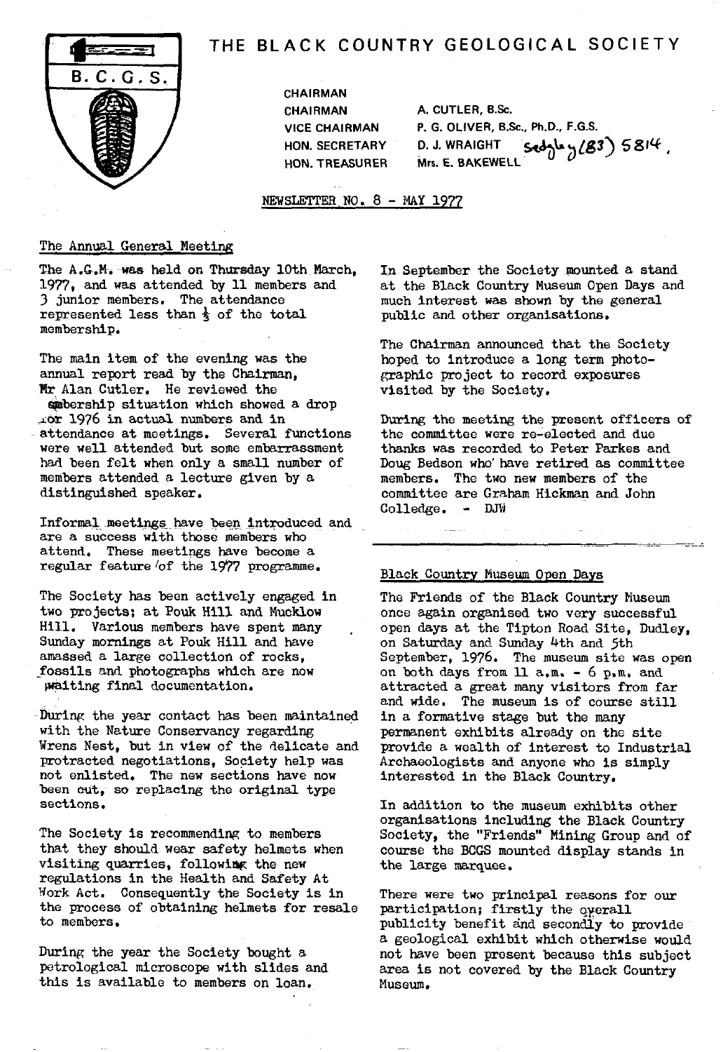# THE BLACK COUNTRY GEOLOGICAL SOCIETY

B. C. G. S.

CHAIRMAN

| | |
|---|---|
| CHAIRMAN | A. CUTLER, B.Sc. |
| VICE CHAIRMAN | P. G. OLIVER, B.Sc., Ph.D., F.G.S. |
| HON. SECRETARY | D. J. WRAIGHT Sedgley (83) 5814. |
| HON. TREASURER | Mrs. E. BAKEWELL |

NEWSLETTER NO. 8 - MAY 1977

## The Annual General Meeting

The A.G.M. was held on Thursday 10th March, 1977, and was attended by 11 members and 3 junior members. The attendance represented less than ⅓ of the total membership.

The main item of the evening was the annual report read by the Chairman, Mr Alan Cutler. He reviewed the membership situation which showed a drop for 1976 in actual numbers and in attendance at meetings. Several functions were well attended but some embarrassment had been felt when only a small number of members attended a lecture given by a distinguished speaker.

Informal meetings have been introduced and are a success with those members who attend. These meetings have become a regular feature of the 1977 programme.

The Society has been actively engaged in two projects; at Pouk Hill and Mucklow Hill. Various members have spent many Sunday mornings at Pouk Hill and have amassed a large collection of rocks, fossils and photographs which are now awaiting final documentation.

During the year contact has been maintained with the Nature Conservancy regarding Wrens Nest, but in view of the delicate and protracted negotiations, Society help was not enlisted. The new sections have now been cut, so replacing the original type sections.

The Society is recommending to members that they should wear safety helmets when visiting quarries, following the new regulations in the Health and Safety At Work Act. Consequently the Society is in the process of obtaining helmets for resale to members.

During the year the Society bought a petrological microscope with slides and this is available to members on loan.

In September the Society mounted a stand at the Black Country Museum Open Days and much interest was shown by the general public and other organisations.

The Chairman announced that the Society hoped to introduce a long term photographic project to record exposures visited by the Society.

During the meeting the present officers of the committee were re-elected and due thanks was recorded to Peter Parkes and Doug Bedson who have retired as committee members. The two new members of the committee are Graham Hickman and John Colledge. - DJW

## Black Country Museum Open Days

The Friends of the Black Country Museum once again organised two very successful open days at the Tipton Road Site, Dudley, on Saturday and Sunday 4th and 5th September, 1976. The museum site was open on both days from 11 a.m. - 6 p.m. and attracted a great many visitors from far and wide. The museum is of course still in a formative stage but the many permanent exhibits already on the site provide a wealth of interest to Industrial Archaeologists and anyone who is simply interested in the Black Country.

In addition to the museum exhibits other organisations including the Black Country Society, the "Friends" Mining Group and of course the BCGS mounted display stands in the large marquee.

There were two principal reasons for our participation; firstly the overall publicity benefit and secondly to provide a geological exhibit which otherwise would not have been present because this subject area is not covered by the Black Country Museum.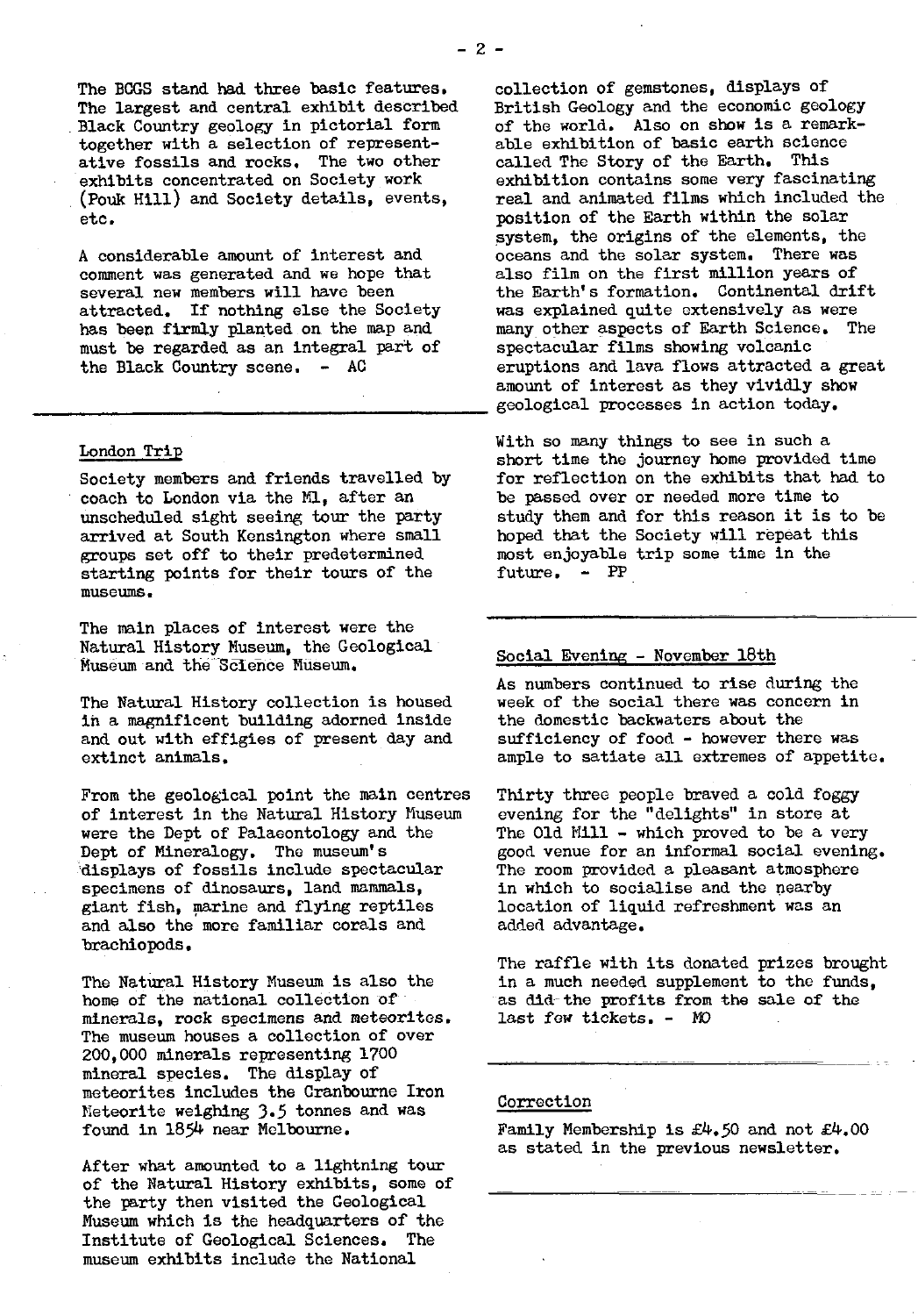The BCGS stand had three basic features. The largest and central exhibit described Black Country geology in pictorial form together with a selection of representative fossils and rocks. The two other exhibits concentrated on Society work (Pouk Hill) and Society details, events, etc.

A considerable amount of interest and comment was generated and we hope that several new members will have been attracted. If nothing else the Society has been firmly planted on the map and must be regarded as an integral part of the Black Country scene. - AC

---

## London Trip

Society members and friends travelled by coach to London via the M1, after an unscheduled sight seeing tour the party arrived at South Kensington where small groups set off to their predetermined starting points for their tours of the museums.

The main places of interest were the Natural History Museum, the Geological Museum and the Science Museum.

The Natural History collection is housed in a magnificent building adorned inside and out with effigies of present day and extinct animals.

From the geological point the main centres of interest in the Natural History Museum were the Dept of Palaeontology and the Dept of Mineralogy. The museum's displays of fossils include spectacular specimens of dinosaurs, land mammals, giant fish, marine and flying reptiles and also the more familiar corals and brachiopods.

The Natural History Museum is also the home of the national collection of minerals, rock specimens and meteorites. The museum houses a collection of over 200,000 minerals representing 1700 mineral species. The display of meteorites includes the Cranbourne Iron Meteorite weighing 3.5 tonnes and was found in 1854 near Melbourne.

After what amounted to a lightning tour of the Natural History exhibits, some of the party then visited the Geological Museum which is the headquarters of the Institute of Geological Sciences. The museum exhibits include the National collection of gemstones, displays of British Geology and the economic geology of the world. Also on show is a remarkable exhibition of basic earth science called The Story of the Earth. This exhibition contains some very fascinating real and animated films which included the position of the Earth within the solar system, the origins of the elements, the oceans and the solar system. There was also film on the first million years of the Earth's formation. Continental drift was explained quite extensively as were many other aspects of Earth Science. The spectacular films showing volcanic eruptions and lava flows attracted a great amount of interest as they vividly show geological processes in action today.

With so many things to see in such a short time the journey home provided time for reflection on the exhibits that had to be passed over or needed more time to study them and for this reason it is to be hoped that the Society will repeat this most enjoyable trip some time in the future. - PP

---

## Social Evening - November 18th

As numbers continued to rise during the week of the social there was concern in the domestic backwaters about the sufficiency of food - however there was ample to satiate all extremes of appetite.

Thirty three people braved a cold foggy evening for the "delights" in store at The Old Mill - which proved to be a very good venue for an informal social evening. The room provided a pleasant atmosphere in which to socialise and the nearby location of liquid refreshment was an added advantage.

The raffle with its donated prizes brought in a much needed supplement to the funds, as did the profits from the sale of the last few tickets. - MO

---

## Correction

Family Membership is £4.50 and not £4.00 as stated in the previous newsletter.

---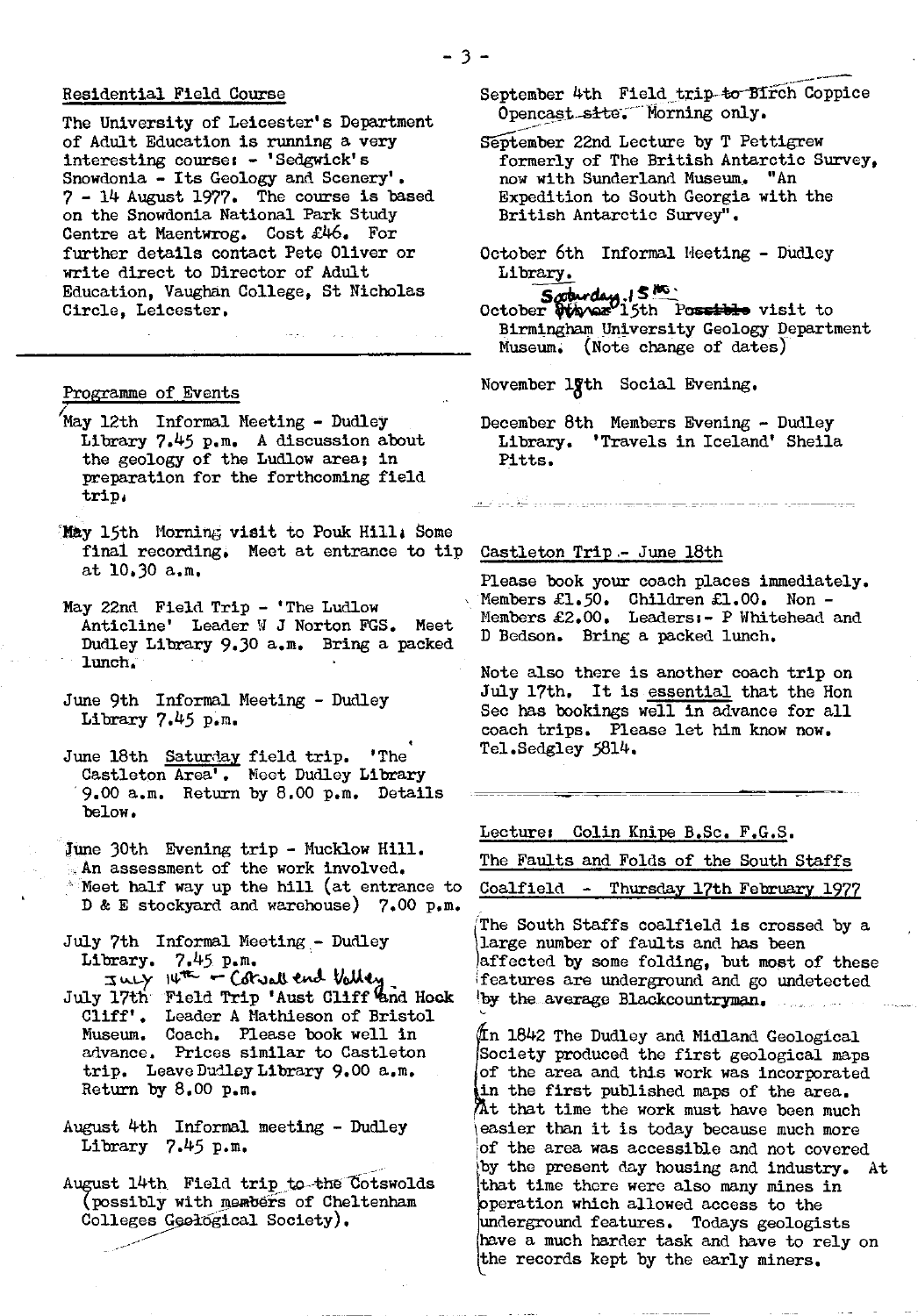## Residential Field Course

The University of Leicester's Department of Adult Education is running a very interesting course: - 'Sedgwick's Snowdonia - Its Geology and Scenery'. 7 - 14 August 1977. The course is based on the Snowdonia National Park Study Centre at Maentwrog. Cost £46. For further details contact Pete Oliver or write direct to Director of Adult Education, Vaughan College, St Nicholas Circle, Leicester.

## Programme of Events

May 12th Informal Meeting - Dudley Library 7.45 p.m. A discussion about the geology of the Ludlow area; in preparation for the forthcoming field trip.

May 15th Morning visit to Pouk Hill; Some final recording. Meet at entrance to tip at 10.30 a.m.

May 22nd Field Trip - 'The Ludlow Anticline' Leader W J Norton FGS. Meet Dudley Library 9.30 a.m. Bring a packed lunch.

June 9th Informal Meeting - Dudley Library 7.45 p.m.

June 18th Saturday field trip. 'The Castleton Area'. Meet Dudley Library 9.00 a.m. Return by 8.00 p.m. Details below.

June 30th Evening trip - Mucklow Hill. An assessment of the work involved. Meet half way up the hill (at entrance to D & E stockyard and warehouse) 7.00 p.m.

July 7th Informal Meeting - Dudley Library. 7.45 p.m.

July 14th - Cotwall end Valley

July 17th Field Trip 'Aust Cliff and Hock Cliff'. Leader A Mathieson of Bristol Museum. Coach. Please book well in advance. Prices similar to Castleton trip. Leave Dudley Library 9.00 a.m. Return by 8.00 p.m.

August 4th Informal meeting - Dudley Library 7.45 p.m.

August 14th Field trip to the Cotswolds (possibly with members of Cheltenham Colleges Geological Society).

September 4th Field trip Birch Coppice Opencast. Morning only.

September 22nd Lecture by T Pettigrew formerly of The British Antarctic Survey, now with Sunderland Museum. "An Expedition to South Georgia with the British Antarctic Survey".

October 6th Informal Meeting - Dudley Library.

October Saturday 15th visit to Birmingham University Geology Department Museum. (Note change of dates)

November 18th Social Evening.

December 8th Members Evening - Dudley Library. 'Travels in Iceland' Sheila Pitts.

## Castleton Trip - June 18th

Please book your coach places immediately. Members £1.50. Children £1.00. Non - Members £2.00. Leaders:- P Whitehead and D Bedson. Bring a packed lunch.

Note also there is another coach trip on July 17th. It is essential that the Hon Sec has bookings well in advance for all coach trips. Please let him know now. Tel.Sedgley 5814.

## Lecture: Colin Knipe B.Sc. F.G.S.

## The Faults and Folds of the South Staffs Coalfield - Thursday 17th February 1977

The South Staffs coalfield is crossed by a large number of faults and has been affected by some folding, but most of these features are underground and go undetected by the average Blackcountryman.

In 1842 The Dudley and Midland Geological Society produced the first geological maps of the area and this work was incorporated in the first published maps of the area. At that time the work must have been much easier than it is today because much more of the area was accessible and not covered by the present day housing and industry. At that time there were also many mines in operation which allowed access to the underground features. Todays geologists have a much harder task and have to rely on the records kept by the early miners.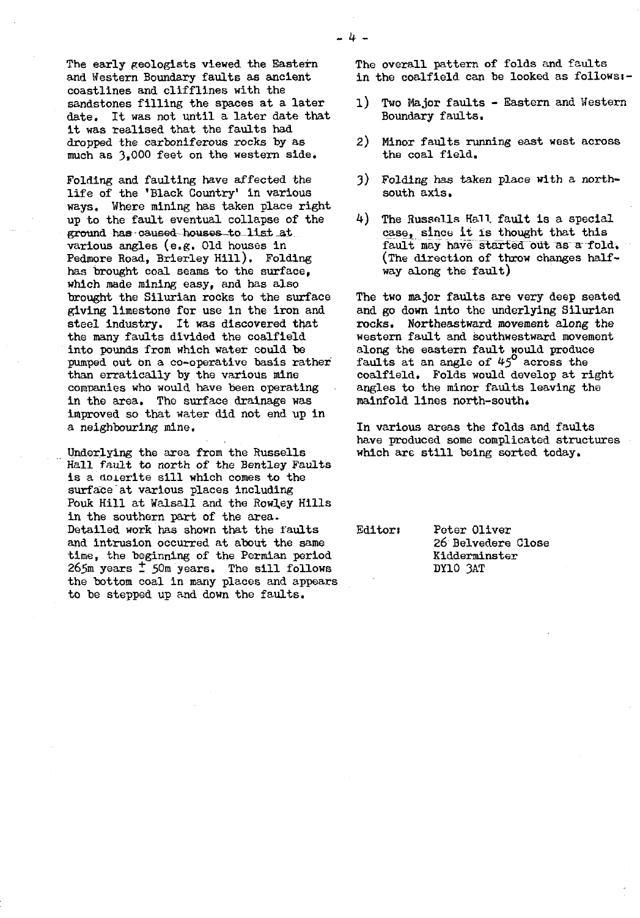The early geologists viewed the Eastern and Western Boundary faults as ancient coastlines and clifflines with the sandstones filling the spaces at a later date. It was not until a later date that it was realised that the faults had dropped the carboniferous rocks by as much as 3,000 feet on the western side.

Folding and faulting have affected the life of the 'Black Country' in various ways. Where mining has taken place right up to the fault eventual collapse of the ground has caused houses to list at various angles (e.g. Old houses in Pedmore Road, Brierley Hill). Folding has brought coal seams to the surface, which made mining easy, and has also brought the Silurian rocks to the surface giving limestone for use in the iron and steel industry. It was discovered that the many faults divided the coalfield into pounds from which water could be pumped out on a co-operative basis rather than erratically by the various mine companies who would have been operating in the area. The surface drainage was improved so that water did not end up in a neighbouring mine.

Underlying the area from the Russells Hall fault to north of the Bentley Faults is a dolerite sill which comes to the surface at various places including Pouk Hill at Walsall and the Rowley Hills in the southern part of the area. Detailed work has shown that the faults and intrusion occurred at about the same time, the beginning of the Permian period 265m years ± 50m years. The sill follows the bottom coal in many places and appears to be stepped up and down the faults.

The overall pattern of folds and faults in the coalfield can be looked as follows:-

1) Two Major faults - Eastern and Western Boundary faults.
2) Minor faults running east west across the coal field.
3) Folding has taken place with a north-south axis.
4) The Russells Hall fault is a special case, since it is thought that this fault may have started out as a fold. (The direction of throw changes half-way along the fault)

The two major faults are very deep seated and go down into the underlying Silurian rocks. Northeastward movement along the western fault and southwestward movement along the eastern fault would produce faults at an angle of 45° across the coalfield. Folds would develop at right angles to the minor faults leaving the mainfold lines north-south.

In various areas the folds and faults have produced some complicated structures which are still being sorted today.

Editor: Peter Oliver
26 Belvedere Close
Kidderminster
DY10 3AT